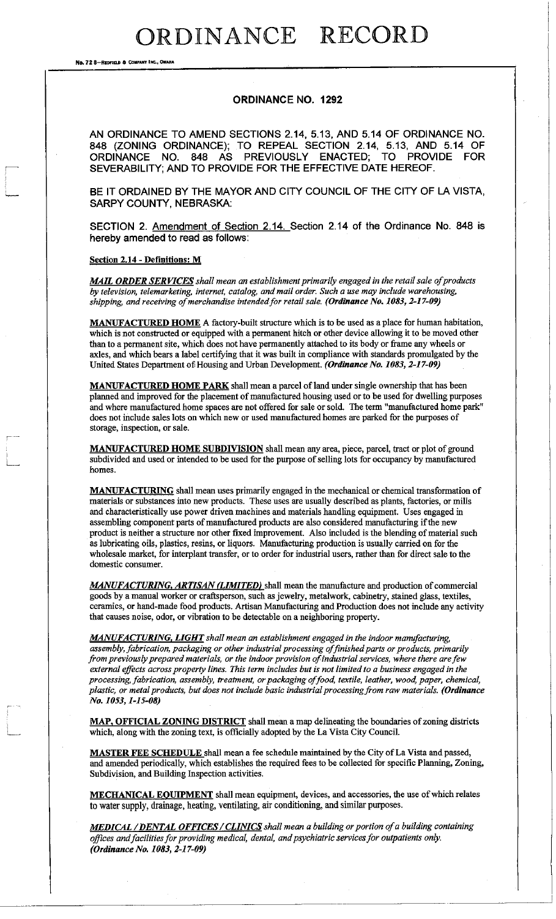# ORDINANCE RECORD

No. 72 8—REDFIELD & COMPANY INC., OMAHA

## ORDINANCE NO. 1292

AN ORDINANCE TO AMEND SECTIONS 2.14, 5.13, AND 5.14 OF ORDINANCE NO. 848 (ZONING ORDINANCE); TO REPEAL SECTION 2.14, 5.13, AND 5.14 OF ORDINANCE NO. 848 AS PREVIOUSLY ENACTED; TO PROVIDE FOR SEVERABILITY; AND TO PROVIDE FOR THE EFFECTIVE DATE HEREOF.

BE IT ORDAINED BY THE MAYOR AND CITY COUNCIL OF THE CITY OF LA VISTA, SARPY COUNTY, NEBRASKA:

SECTION 2. Amendment of Section 2.14. Section 2.14 of the Ordinance No. 848 is hereby amended to read as follows:

**Section 2.14 - Definitions: M**

***MAIL ORDER SERVICES*** *shall mean an establishment primarily engaged in the retail sale of products by television, telemarketing, internet, catalog, and mail order. Such a use may include warehousing, shipping, and receiving of merchandise intended for retail sale.* ***(Ordinance No. 1083, 2-17-09)***

**MANUFACTURED HOME** A factory-built structure which is to be used as a place for human habitation, which is not constructed or equipped with a permanent hitch or other device allowing it to be moved other than to a permanent site, which does not have permanently attached to its body or frame any wheels or axles, and which bears a label certifying that it was built in compliance with standards promulgated by the United States Department of Housing and Urban Development. ***(Ordinance No. 1083, 2-17-09)***

**MANUFACTURED HOME PARK** shall mean a parcel of land under single ownership that has been planned and improved for the placement of manufactured housing used or to be used for dwelling purposes and where manufactured home spaces are not offered for sale or sold. The term "manufactured home park" does not include sales lots on which new or used manufactured homes are parked for the purposes of storage, inspection, or sale.

**MANUFACTURED HOME SUBDIVISION** shall mean any area, piece, parcel, tract or plot of ground subdivided and used or intended to be used for the purpose of selling lots for occupancy by manufactured homes.

**MANUFACTURING** shall mean uses primarily engaged in the mechanical or chemical transformation of materials or substances into new products. These uses are usually described as plants, factories, or mills and characteristically use power driven machines and materials handling equipment. Uses engaged in assembling component parts of manufactured products are also considered manufacturing if the new product is neither a structure nor other fixed improvement. Also included is the blending of material such as lubricating oils, plastics, resins, or liquors. Manufacturing production is usually carried on for the wholesale market, for interplant transfer, or to order for industrial users, rather than for direct sale to the domestic consumer.

***MANUFACTURING, ARTISAN (LIMITED)*** shall mean the manufacture and production of commercial goods by a manual worker or craftsperson, such as jewelry, metalwork, cabinetry, stained glass, textiles, ceramics, or hand-made food products. Artisan Manufacturing and Production does not include any activity that causes noise, odor, or vibration to be detectable on a neighboring property.

***MANUFACTURING, LIGHT*** *shall mean an establishment engaged in the indoor manufacturing, assembly, fabrication, packaging or other industrial processing of finished parts or products, primarily from previously prepared materials, or the indoor provision of industrial services, where there are few external effects across property lines. This term includes but is not limited to a business engaged in the processing, fabrication, assembly, treatment, or packaging of food, textile, leather, wood, paper, chemical, plastic, or metal products, but does not include basic industrial processing from raw materials.* ***(Ordinance No. 1053, 1-15-08)***

**MAP, OFFICIAL ZONING DISTRICT** shall mean a map delineating the boundaries of zoning districts which, along with the zoning text, is officially adopted by the La Vista City Council.

**MASTER FEE SCHEDULE** shall mean a fee schedule maintained by the City of La Vista and passed, and amended periodically, which establishes the required fees to be collected for specific Planning, Zoning, Subdivision, and Building Inspection activities.

**MECHANICAL EQUIPMENT** shall mean equipment, devices, and accessories, the use of which relates to water supply, drainage, heating, ventilating, air conditioning, and similar purposes.

***MEDICAL / DENTAL OFFICES / CLINICS*** *shall mean a building or portion of a building containing offices and facilities for providing medical, dental, and psychiatric services for outpatients only.* ***(Ordinance No. 1083, 2-17-09)***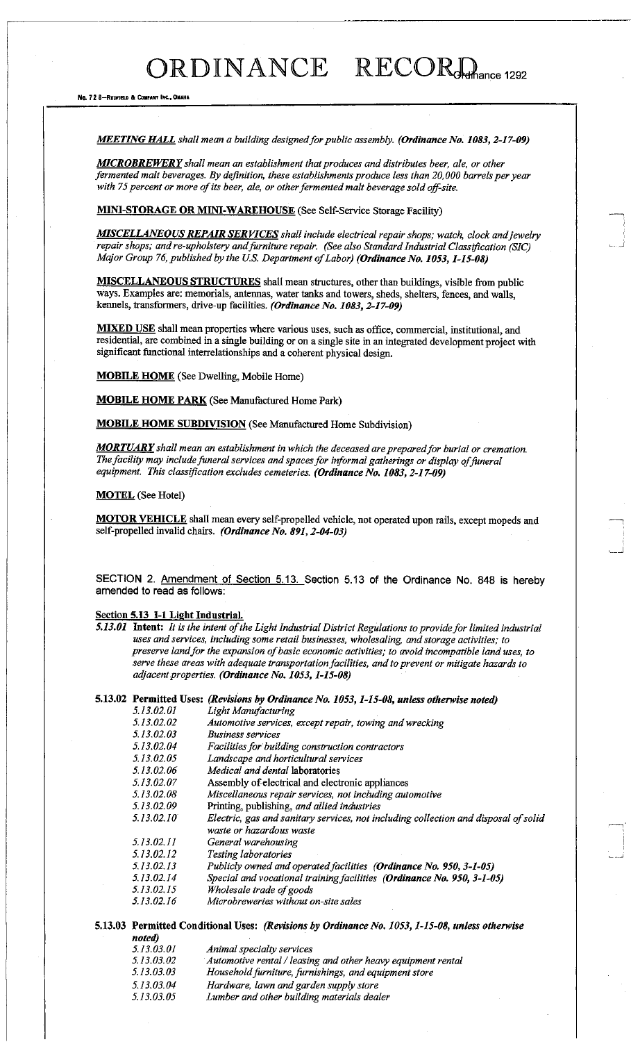***MEETING HALL*** *shall mean a building designed for public assembly.* ***(Ordinance No. 1083, 2-17-09)***

***MICROBREWERY*** *shall mean an establishment that produces and distributes beer, ale, or other fermented malt beverages. By definition, these establishments produce less than 20,000 barrels per year with 75 percent or more of its beer, ale, or other fermented malt beverage sold off-site.*

**MINI-STORAGE OR MINI-WAREHOUSE** (See Self-Service Storage Facility)

***MISCELLANEOUS REPAIR SERVICES*** *shall include electrical repair shops; watch, clock and jewelry repair shops; and re-upholstery and furniture repair. (See also Standard Industrial Classification (SIC) Major Group 76, published by the U.S. Department of Labor)* ***(Ordinance No. 1053, 1-15-08)***

**MISCELLANEOUS STRUCTURES** shall mean structures, other than buildings, visible from public ways. Examples are: memorials, antennas, water tanks and towers, sheds, shelters, fences, and walls, kennels, transformers, drive-up facilities. ***(Ordinance No. 1083, 2-17-09)***

**MIXED USE** shall mean properties where various uses, such as office, commercial, institutional, and residential, are combined in a single building or on a single site in an integrated development project with significant functional interrelationships and a coherent physical design.

**MOBILE HOME** (See Dwelling, Mobile Home)

**MOBILE HOME PARK** (See Manufactured Home Park)

**MOBILE HOME SUBDIVISION** (See Manufactured Home Subdivision)

***MORTUARY*** *shall mean an establishment in which the deceased are prepared for burial or cremation. The facility may include funeral services and spaces for informal gatherings or display of funeral equipment. This classification excludes cemeteries.* ***(Ordinance No. 1083, 2-17-09)***

**MOTEL** (See Hotel)

**MOTOR VEHICLE** shall mean every self-propelled vehicle, not operated upon rails, except mopeds and self-propelled invalid chairs. ***(Ordinance No. 891, 2-04-03)***

SECTION 2. Amendment of Section 5.13. Section 5.13 of the Ordinance No. 848 is hereby amended to read as follows:

**Section 5.13 I-1 Light Industrial.**

***5.13.01*** **Intent:** *It is the intent of the Light Industrial District Regulations to provide for limited industrial uses and services, including some retail businesses, wholesaling, and storage activities; to preserve land for the expansion of basic economic activities; to avoid incompatible land uses, to serve these areas with adequate transportation facilities, and to prevent or mitigate hazards to adjacent properties.* ***(Ordinance No. 1053, 1-15-08)***

**5.13.02 Permitted Uses:** ***(Revisions by Ordinance No. 1053, 1-15-08, unless otherwise noted)***

- *5.13.02.01* *Light Manufacturing*
- *5.13.02.02* *Automotive services, except repair, towing and wrecking*
- *5.13.02.03* *Business services*
- *5.13.02.04* *Facilities for building construction contractors*
- *5.13.02.05* *Landscape and horticultural services*
- *5.13.02.06* *Medical and dental* laboratories
- *5.13.02.07* Assembly of electrical and electronic appliances
- *5.13.02.08* *Miscellaneous repair services, not including automotive*
- *5.13.02.09* Printing, publishing, *and allied industries*
- *5.13.02.10* *Electric, gas and sanitary services, not including collection and disposal of solid waste or hazardous waste*
- *5.13.02.11* *General warehousing*
- *5.13.02.12* *Testing laboratories*
- *5.13.02.13* *Publicly owned and operated facilities* ***(Ordinance No. 950, 3-1-05)***
- *5.13.02.14* *Special and vocational training facilities* ***(Ordinance No. 950, 3-1-05)***
- *5.13.02.15* *Wholesale trade of goods*
- *5.13.02.16* *Microbreweries without on-site sales*

**5.13.03 Permitted Conditional Uses:** ***(Revisions by Ordinance No. 1053, 1-15-08, unless otherwise noted)***

- *5.13.03.01* *Animal specialty services*
- *5.13.03.02* *Automotive rental / leasing and other heavy equipment rental*
- *5.13.03.03* *Household furniture, furnishings, and equipment store*
- *5.13.03.04* *Hardware, lawn and garden supply store*
- *5.13.03.05* *Lumber and other building materials dealer*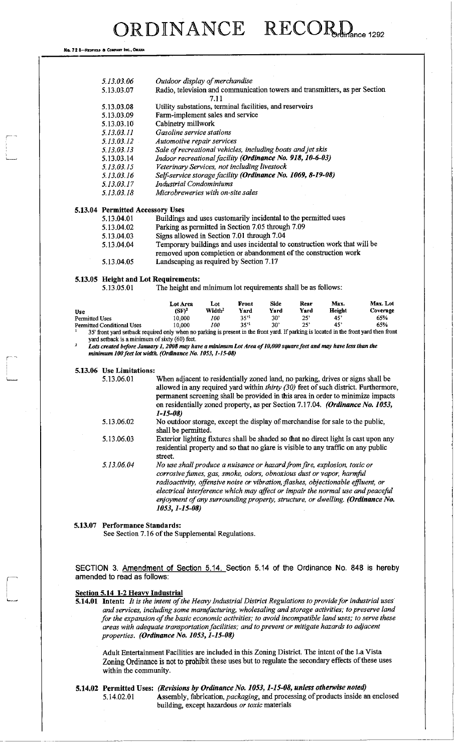| | |
|---|---|
| *5.13.03.06* | *Outdoor display of merchandise* |
| 5.13.03.07 | Radio, television and communication towers and transmitters, as per Section 7.11 |
| 5.13.03.08 | Utility substations, terminal facilities, and reservoirs |
| 5.13.03.09 | Farm-implement sales and service |
| 5.13.03.10 | Cabinetry millwork |
| *5.13.03.11* | *Gasoline service stations* |
| *5.13.03.12* | *Automotive repair services* |
| *5.13.03.13* | *Sale of recreational vehicles, including boats and jet skis* |
| 5.13.03.14 | *Indoor recreational facility **(Ordinance No. 918, 10-6-03)*** |
| *5.13.03.15* | *Veterinary Services, not including livestock* |
| *5.13.03.16* | *Self-service storage facility **(Ordinance No. 1069, 8-19-08)*** |
| *5.13.03.17* | *Industrial Condominiums* |
| *5.13.03.18* | *Microbreweries with on-site sales* |

**5.13.04 Permitted Accessory Uses**

| | |
|---|---|
| 5.13.04.01 | Buildings and uses customarily incidental to the permitted uses |
| 5.13.04.02 | Parking as permitted in Section 7.05 through 7.09 |
| 5.13.04.03 | Signs allowed in Section 7.01 through 7.04 |
| 5.13.04.04 | Temporary buildings and uses incidental to construction work that will be removed upon completion or abandonment of the construction work |
| 5.13.04.05 | Landscaping as required by Section 7.17 |

**5.13.05 Height and Lot Requirements:**

5.13.05.01 The height and minimum lot requirements shall be as follows:

| Use | Lot Area (SF)[2] | Lot Width[2] | Front Yard | Side Yard | Rear Yard | Max. Height | Max. Lot Coverage |
|---|---|---|---|---|---|---|---|
| Permitted Uses | 10,000 | *100* | 35'[1] | 30' | 25' | 45' | 65% |
| Permitted Conditional Uses | 10,000 | *100* | 35'[1] | 30' | 25' | 45' | 65% |

[1] 35' front yard setback required only when no parking is present in the front yard. If parking is located in the front yard then front yard setback is a minimum of sixty (60) feet.

[2] *Lots created before January 1, 2008 may have a minimum Lot Area of 10,000 square feet and may have less than the minimum 100 feet lot width. (Ordinance No. 1053, 1-15-08)*

**5.13.06 Use Limitations:**

| | |
|---|---|
| 5.13.06.01 | When adjacent to residentially zoned land, no parking, drives or signs shall be allowed in any required yard within *thirty (30)* feet of such district. Furthermore, permanent screening shall be provided in this area in order to minimize impacts on residentially zoned property, as per Section 7.17.04. ***(Ordinance No. 1053, 1-15-08)*** |
| 5.13.06.02 | No outdoor storage, except the display of merchandise for sale to the public, shall be permitted. |
| 5.13.06.03 | Exterior lighting fixtures shall be shaded so that no direct light is cast upon any residential property and so that no glare is visible to any traffic on any public street. |
| *5.13.06.04* | *No use shall produce a nuisance or hazard from fire, explosion, toxic or corrosive fumes, gas, smoke, odors, obnoxious dust or vapor, harmful radioactivity, offensive noise or vibration, flashes, objectionable effluent, or electrical interference which may affect or impair the normal use and peaceful enjoyment of any surrounding property, structure, or dwelling. **(Ordinance No. 1053, 1-15-08)*** |

**5.13.07 Performance Standards:**

See Section 7.16 of the Supplemental Regulations.

SECTION 3. Amendment of Section 5.14. Section 5.14 of the Ordinance No. 848 is hereby amended to read as follows:

**Section 5.14 I-2 Heavy Industrial**

**5.14.01 Intent:** *It is the intent of the Heavy Industrial District Regulations to provide for industrial uses and services, including some manufacturing, wholesaling and storage activities; to preserve land for the expansion of the basic economic activities; to avoid incompatible land uses; to serve these areas with adequate transportation facilities; and to prevent or mitigate hazards to adjacent properties.* ***(Ordinance No. 1053, 1-15-08)***

Adult Entertainment Facilities are included in this Zoning District. The intent of the La Vista Zoning Ordinance is not to prohibit these uses but to regulate the secondary effects of these uses within the community.

**5.14.02 Permitted Uses:** ***(Revisions by Ordinance No. 1053, 1-15-08, unless otherwise noted)***

| | |
|---|---|
| 5.14.02.01 | Assembly, fabrication, *packaging*, and processing of products inside an enclosed building, except hazardous *or toxic* materials |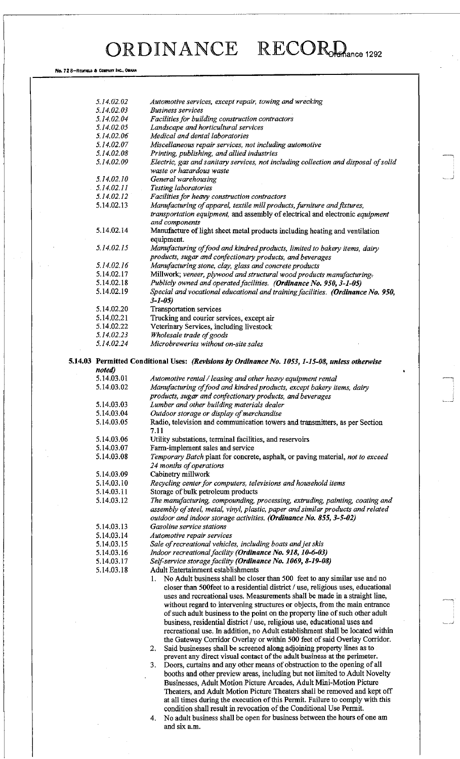| | |
|---|---|
| *5.14.02.02* | *Automotive services, except repair, towing and wrecking* |
| *5.14.02.03* | *Business services* |
| *5.14.02.04* | *Facilities for building construction contractors* |
| *5.14.02.05* | *Landscape and horticultural services* |
| *5.14.02.06* | *Medical and dental laboratories* |
| *5.14.02.07* | *Miscellaneous repair services, not including automotive* |
| *5.14.02.08* | *Printing, publishing, and allied industries* |
| *5.14.02.09* | *Electric, gas and sanitary services, not including collection and disposal of solid waste or hazardous waste* |
| *5.14.02.10* | *General warehousing* |
| *5.14.02.11* | *Testing laboratories* |
| *5.14.02.12* | *Facilities for heavy construction contractors* |
| 5.14.02.13 | *Manufacturing of apparel, textile mill products, furniture and fixtures, transportation equipment,* and assembly of electrical and electronic *equipment and components* |
| 5.14.02.14 | Manufacture of light sheet metal products including heating and ventilation equipment. |
| *5.14.02.15* | *Manufacturing of food and kindred products, limited to bakery items, dairy products, sugar and confectionary products, and beverages* |
| *5.14.02.16* | *Manufacturing stone, clay, glass and concrete products* |
| 5.14.02.17 | Millwork; *veneer, plywood and structural wood products manufacturing.* |
| 5.14.02.18 | *Publicly owned and operated facilities.* ***(Ordinance No. 950, 3-1-05)*** |
| 5.14.02.19 | *Special and vocational educational and training facilities.* ***(Ordinance No. 950, 3-1-05)*** |
| 5.14.02.20 | Transportation services |
| 5.14.02.21 | Trucking and courier services, except air |
| 5.14.02.22 | Veterinary Services, including livestock |
| *5.14.02.23* | *Wholesale trade of goods* |
| *5.14.02.24* | *Microbreweries without on-site sales* |

**5.14.03 Permitted Conditional Uses:** ***(Revisions by Ordinance No. 1053, 1-15-08, unless otherwise noted)***

| | |
|---|---|
| 5.14.03.01 | *Automotive rental / leasing and other heavy equipment rental* |
| 5.14.03.02 | *Manufacturing of food and kindred products, except bakery items, dairy products, sugar and confectionary products, and beverages* |
| 5.14.03.03 | *Lumber and other building materials dealer* |
| 5.14.03.04 | *Outdoor storage or display of merchandise* |
| 5.14.03.05 | Radio, television and communication towers and transmitters, as per Section 7.11 |
| 5.14.03.06 | Utility substations, terminal facilities, and reservoirs |
| 5.14.03.07 | Farm-implement sales and service |
| 5.14.03.08 | *Temporary Batch* plant for concrete, asphalt, or paving material, *not to exceed 24 months of operations* |
| 5.14.03.09 | Cabinetry millwork |
| 5.14.03.10 | *Recycling center for computers, televisions and household items* |
| 5.14.03.11 | Storage of bulk petroleum products |
| 5.14.03.12 | *The manufacturing, compounding, processing, extruding, painting, coating and assembly of steel, metal, vinyl, plastic, paper and similar products and related outdoor and indoor storage activities.* ***(Ordinance No. 855, 3-5-02)*** |
| 5.14.03.13 | *Gasoline service stations* |
| 5.14.03.14 | *Automotive repair services* |
| 5.14.03.15 | *Sale of recreational vehicles, including boats and jet skis* |
| 5.14.03.16 | *Indoor recreational facility* ***(Ordinance No. 918, 10-6-03)*** |
| 5.14.03.17 | *Self-service storage facility* ***(Ordinance No. 1069, 8-19-08)*** |
| 5.14.03.18 | Adult Entertainment establishments |

1. No Adult business shall be closer than 500 feet to any similar use and no closer than 500feet to a residential district / use, religious uses, educational uses and recreational uses. Measurements shall be made in a straight line, without regard to intervening structures or objects, from the main entrance of such adult business to the point on the property line of such other adult business, residential district / use, religious use, educational uses and recreational use. In addition, no Adult establishment shall be located within the Gateway Corridor Overlay or within 500 feet of said Overlay Corridor.
2. Said businesses shall be screened along adjoining property lines as to prevent any direct visual contact of the adult business at the perimeter.
3. Doors, curtains and any other means of obstruction to the opening of all booths and other preview areas, including but not limited to Adult Novelty Businesses, Adult Motion Picture Arcades, Adult Mini-Motion Picture Theaters, and Adult Motion Picture Theaters shall be removed and kept off at all times during the execution of this Permit. Failure to comply with this condition shall result in revocation of the Conditional Use Permit.
4. No adult business shall be open for business between the hours of one am and six a.m.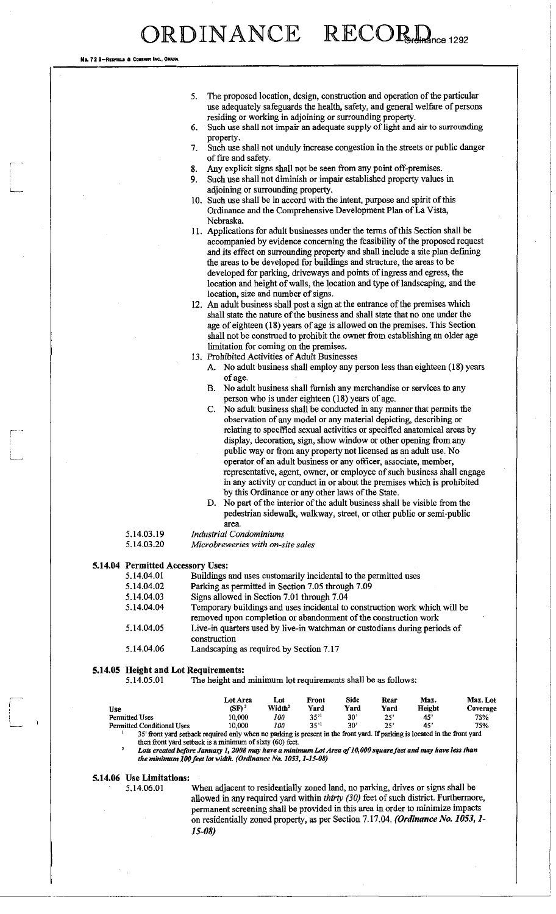5. The proposed location, design, construction and operation of the particular use adequately safeguards the health, safety, and general welfare of persons residing or working in adjoining or surrounding property.
6. Such use shall not impair an adequate supply of light and air to surrounding property.
7. Such use shall not unduly increase congestion in the streets or public danger of fire and safety.
8. Any explicit signs shall not be seen from any point off-premises.
9. Such use shall not diminish or impair established property values in adjoining or surrounding property.
10. Such use shall be in accord with the intent, purpose and spirit of this Ordinance and the Comprehensive Development Plan of La Vista, Nebraska.
11. Applications for adult businesses under the terms of this Section shall be accompanied by evidence concerning the feasibility of the proposed request and its effect on surrounding property and shall include a site plan defining the areas to be developed for buildings and structure, the areas to be developed for parking, driveways and points of ingress and egress, the location and height of walls, the location and type of landscaping, and the location, size and number of signs.
12. An adult business shall post a sign at the entrance of the premises which shall state the nature of the business and shall state that no one under the age of eighteen (18) years of age is allowed on the premises. This Section shall not be construed to prohibit the owner from establishing an older age limitation for coming on the premises.
13. Prohibited Activities of Adult Businesses
    - A. No adult business shall employ any person less than eighteen (18) years of age.
    - B. No adult business shall furnish any merchandise or services to any person who is under eighteen (18) years of age.
    - C. No adult business shall be conducted in any manner that permits the observation of any model or any material depicting, describing or relating to specified sexual activities or specified anatomical areas by display, decoration, sign, show window or other opening from any public way or from any property not licensed as an adult use. No operator of an adult business or any officer, associate, member, representative, agent, owner, or employee of such business shall engage in any activity or conduct in or about the premises which is prohibited by this Ordinance or any other laws of the State.
    - D. No part of the interior of the adult business shall be visible from the pedestrian sidewalk, walkway, street, or other public or semi-public area.

5.14.03.19 *Industrial Condominiums*

5.14.03.20 *Microbreweries with on-site sales*

### 5.14.04 Permitted Accessory Uses:

5.14.04.01 Buildings and uses customarily incidental to the permitted uses

5.14.04.02 Parking as permitted in Section 7.05 through 7.09

5.14.04.03 Signs allowed in Section 7.01 through 7.04

5.14.04.04 Temporary buildings and uses incidental to construction work which will be removed upon completion or abandonment of the construction work

5.14.04.05 Live-in quarters used by live-in watchman or custodians during periods of construction

5.14.04.06 Landscaping as required by Section 7.17

### 5.14.05 Height and Lot Requirements:

5.14.05.01 The height and minimum lot requirements shall be as follows:

| Use | Lot Area (SF) [2] | Lot Width[2] | Front Yard | Side Yard | Rear Yard | Max. Height | Max. Lot Coverage |
|---|---|---|---|---|---|---|---|
| Permitted Uses | 10,000 | *100* | 35'[1] | 30' | 25' | 45' | 75% |
| Permitted Conditional Uses | 10,000 | *100* | 35'[1] | 30' | 25' | 45' | 75% |

[1] 35' front yard setback required only when no parking is present in the front yard. If parking is located in the front yard then front yard setback is a minimum of sixty (60) feet.

[2] ***Lots created before January 1, 2008 may have a minimum Lot Area of 10,000 square feet and may have less than the minimum 100 feet lot width. (Ordinance No. 1053, 1-15-08)***

### 5.14.06 Use Limitations:

5.14.06.01 When adjacent to residentially zoned land, no parking, drives or signs shall be allowed in any required yard within *thirty (30)* feet of such district. Furthermore, permanent screening shall be provided in this area in order to minimize impacts on residentially zoned property, as per Section 7.17.04. ***(Ordinance No. 1053, 1-15-08)***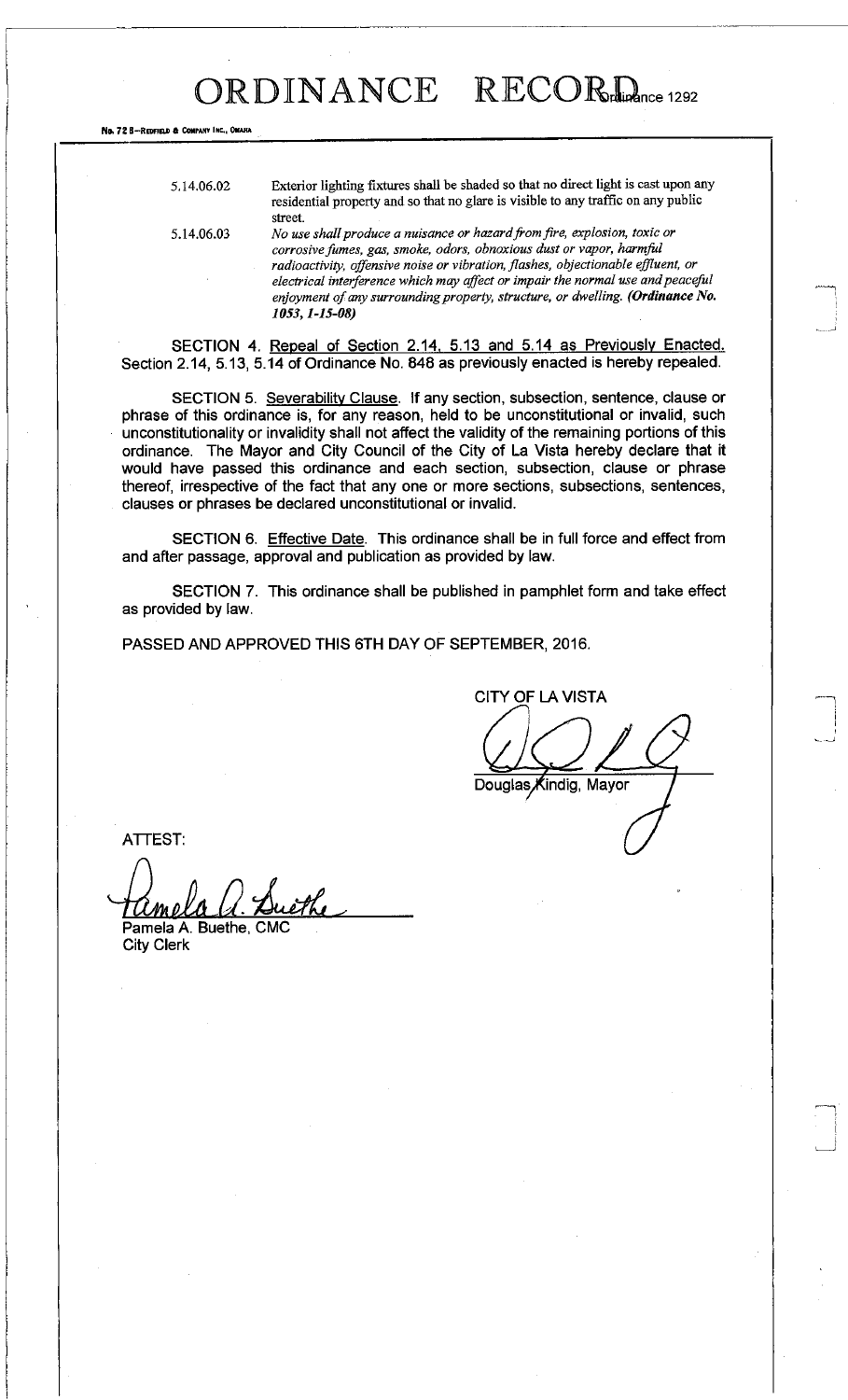# ORDINANCE RECORD

Ordinance 1292

No. 72 8—REDFIELD & COMPANY INC., OMAHA

5.14.06.02 Exterior lighting fixtures shall be shaded so that no direct light is cast upon any residential property and so that no glare is visible to any traffic on any public street.

5.14.06.03 *No use shall produce a nuisance or hazard from fire, explosion, toxic or corrosive fumes, gas, smoke, odors, obnoxious dust or vapor, harmful radioactivity, offensive noise or vibration, flashes, objectionable effluent, or electrical interference which may affect or impair the normal use and peaceful enjoyment of any surrounding property, structure, or dwelling.* ***(Ordinance No. 1053, 1-15-08)***

SECTION 4. Repeal of Section 2.14, 5.13 and 5.14 as Previously Enacted. Section 2.14, 5.13, 5.14 of Ordinance No. 848 as previously enacted is hereby repealed.

SECTION 5. Severability Clause. If any section, subsection, sentence, clause or phrase of this ordinance is, for any reason, held to be unconstitutional or invalid, such unconstitutionality or invalidity shall not affect the validity of the remaining portions of this ordinance. The Mayor and City Council of the City of La Vista hereby declare that it would have passed this ordinance and each section, subsection, clause or phrase thereof, irrespective of the fact that any one or more sections, subsections, sentences, clauses or phrases be declared unconstitutional or invalid.

SECTION 6. Effective Date. This ordinance shall be in full force and effect from and after passage, approval and publication as provided by law.

SECTION 7. This ordinance shall be published in pamphlet form and take effect as provided by law.

PASSED AND APPROVED THIS 6TH DAY OF SEPTEMBER, 2016.

CITY OF LA VISTA

Douglas Kindig, Mayor

ATTEST:

Pamela A. Buethe, CMC
City Clerk